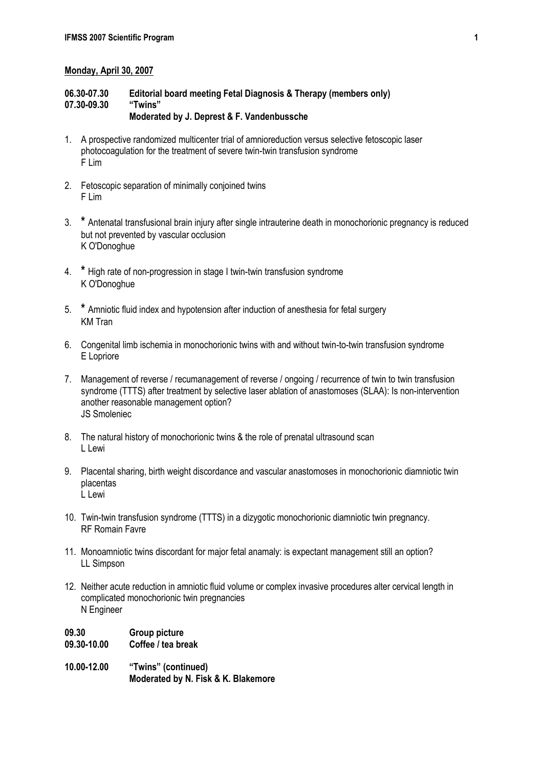**Monday, April 30, 2007**

**06.30-07.30 Editorial board meeting Fetal Diagnosis & Therapy (members only)**
**07.30-09.30 "Twins"**
**Moderated by J. Deprest & F. Vandenbussche**

1. A prospective randomized multicenter trial of amnioreduction versus selective fetoscopic laser photocoagulation for the treatment of severe twin-twin transfusion syndrome
   F Lim

2. Fetoscopic separation of minimally conjoined twins
   F Lim

3. **\*** Antenatal transfusional brain injury after single intrauterine death in monochorionic pregnancy is reduced but not prevented by vascular occlusion
   K O'Donoghue

4. **\*** High rate of non-progression in stage I twin-twin transfusion syndrome
   K O'Donoghue

5. **\*** Amniotic fluid index and hypotension after induction of anesthesia for fetal surgery
   KM Tran

6. Congenital limb ischemia in monochorionic twins with and without twin-to-twin transfusion syndrome
   E Lopriore

7. Management of reverse / recumanagement of reverse / ongoing / recurrence of twin to twin transfusion syndrome (TTTS) after treatment by selective laser ablation of anastomoses (SLAA): Is non-intervention another reasonable management option?
   JS Smoleniec

8. The natural history of monochorionic twins & the role of prenatal ultrasound scan
   L Lewi

9. Placental sharing, birth weight discordance and vascular anastomoses in monochorionic diamniotic twin placentas
   L Lewi

10. Twin-twin transfusion syndrome (TTTS) in a dizygotic monochorionic diamniotic twin pregnancy.
    RF Romain Favre

11. Monoamniotic twins discordant for major fetal anamaly: is expectant management still an option?
    LL Simpson

12. Neither acute reduction in amniotic fluid volume or complex invasive procedures alter cervical length in complicated monochorionic twin pregnancies
    N Engineer

**09.30 Group picture**
**09.30-10.00 Coffee / tea break**

**10.00-12.00 "Twins" (continued)**
**Moderated by N. Fisk & K. Blakemore**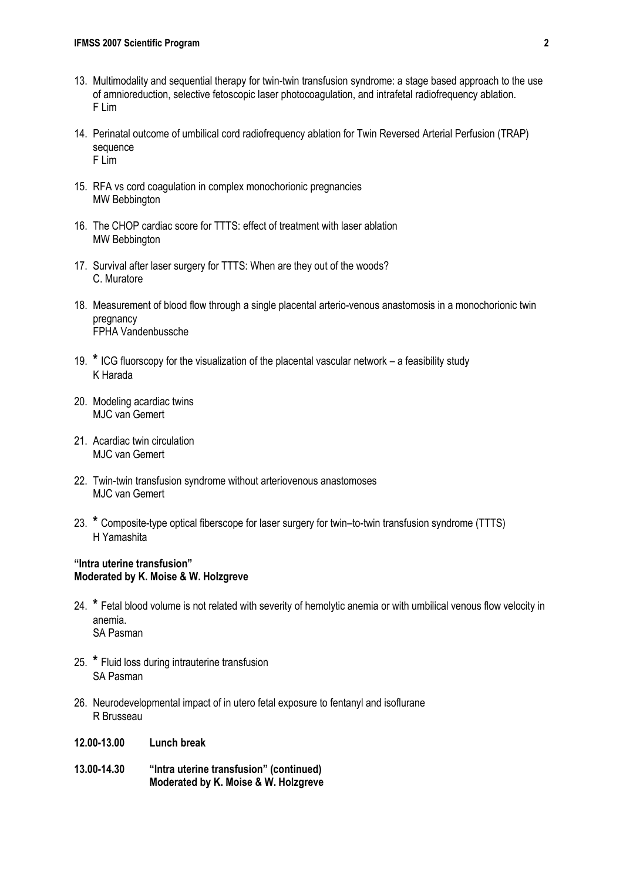13. Multimodality and sequential therapy for twin-twin transfusion syndrome: a stage based approach to the use of amnioreduction, selective fetoscopic laser photocoagulation, and intrafetal radiofrequency ablation.
    F Lim

14. Perinatal outcome of umbilical cord radiofrequency ablation for Twin Reversed Arterial Perfusion (TRAP) sequence
    F Lim

15. RFA vs cord coagulation in complex monochorionic pregnancies
    MW Bebbington

16. The CHOP cardiac score for TTTS: effect of treatment with laser ablation
    MW Bebbington

17. Survival after laser surgery for TTTS: When are they out of the woods?
    C. Muratore

18. Measurement of blood flow through a single placental arterio-venous anastomosis in a monochorionic twin pregnancy
    FPHA Vandenbussche

19. * ICG fluorscopy for the visualization of the placental vascular network – a feasibility study
    K Harada

20. Modeling acardiac twins
    MJC van Gemert

21. Acardiac twin circulation
    MJC van Gemert

22. Twin-twin transfusion syndrome without arteriovenous anastomoses
    MJC van Gemert

23. * Composite-type optical fiberscope for laser surgery for twin–to-twin transfusion syndrome (TTTS)
    H Yamashita

**"Intra uterine transfusion"**
**Moderated by K. Moise & W. Holzgreve**

24. * Fetal blood volume is not related with severity of hemolytic anemia or with umbilical venous flow velocity in anemia.
    SA Pasman

25. * Fluid loss during intrauterine transfusion
    SA Pasman

26. Neurodevelopmental impact of in utero fetal exposure to fentanyl and isoflurane
    R Brusseau

**12.00-13.00 Lunch break**

**13.00-14.30 "Intra uterine transfusion" (continued)**
**Moderated by K. Moise & W. Holzgreve**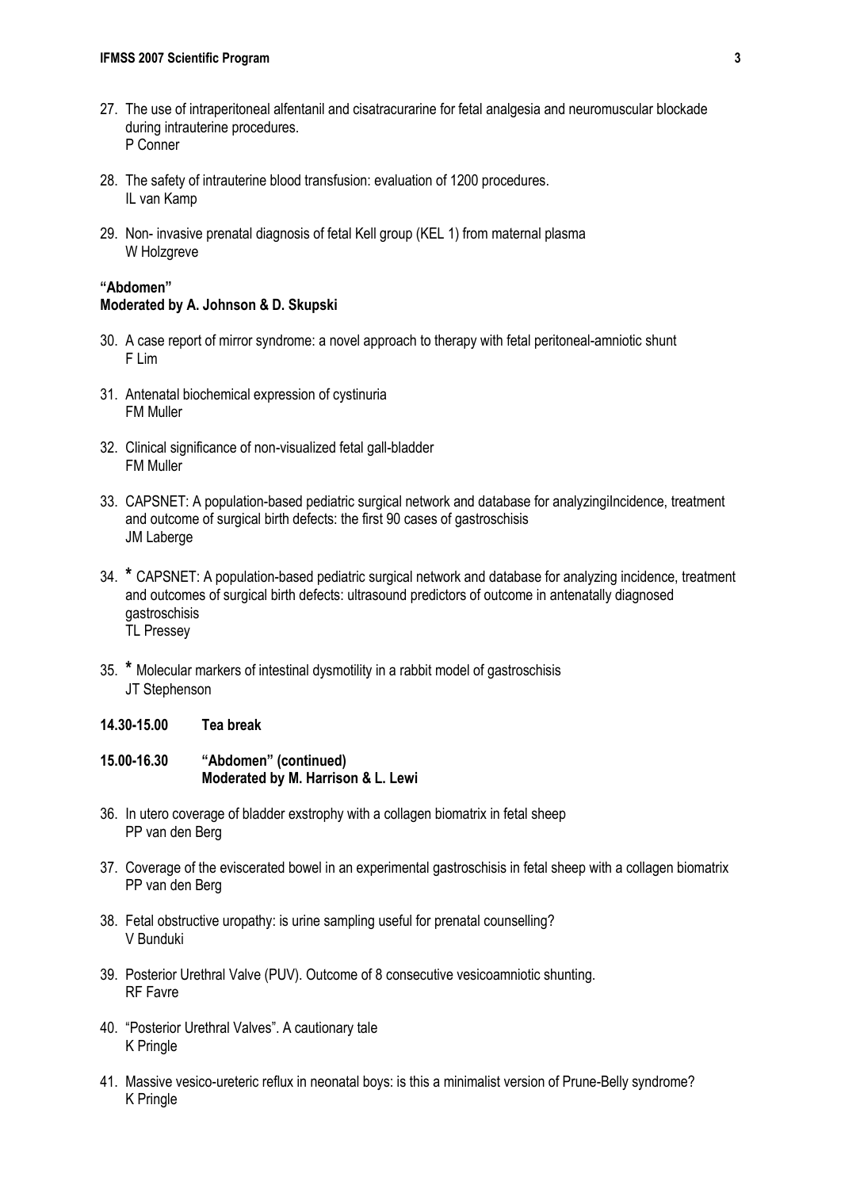27. The use of intraperitoneal alfentanil and cisatracurarine for fetal analgesia and neuromuscular blockade during intrauterine procedures.
    P Conner

28. The safety of intrauterine blood transfusion: evaluation of 1200 procedures.
    IL van Kamp

29. Non- invasive prenatal diagnosis of fetal Kell group (KEL 1) from maternal plasma
    W Holzgreve

**"Abdomen"**
**Moderated by A. Johnson & D. Skupski**

30. A case report of mirror syndrome: a novel approach to therapy with fetal peritoneal-amniotic shunt
    F Lim

31. Antenatal biochemical expression of cystinuria
    FM Muller

32. Clinical significance of non-visualized fetal gall-bladder
    FM Muller

33. CAPSNET: A population-based pediatric surgical network and database for analyzingiIncidence, treatment and outcome of surgical birth defects: the first 90 cases of gastroschisis
    JM Laberge

34. **\*** CAPSNET: A population-based pediatric surgical network and database for analyzing incidence, treatment and outcomes of surgical birth defects: ultrasound predictors of outcome in antenatally diagnosed gastroschisis
    TL Pressey

35. **\*** Molecular markers of intestinal dysmotility in a rabbit model of gastroschisis
    JT Stephenson

**14.30-15.00 Tea break**

**15.00-16.30 "Abdomen" (continued)**
**Moderated by M. Harrison & L. Lewi**

36. In utero coverage of bladder exstrophy with a collagen biomatrix in fetal sheep
    PP van den Berg

37. Coverage of the eviscerated bowel in an experimental gastroschisis in fetal sheep with a collagen biomatrix
    PP van den Berg

38. Fetal obstructive uropathy: is urine sampling useful for prenatal counselling?
    V Bunduki

39. Posterior Urethral Valve (PUV). Outcome of 8 consecutive vesicoamniotic shunting.
    RF Favre

40. "Posterior Urethral Valves". A cautionary tale
    K Pringle

41. Massive vesico-ureteric reflux in neonatal boys: is this a minimalist version of Prune-Belly syndrome?
    K Pringle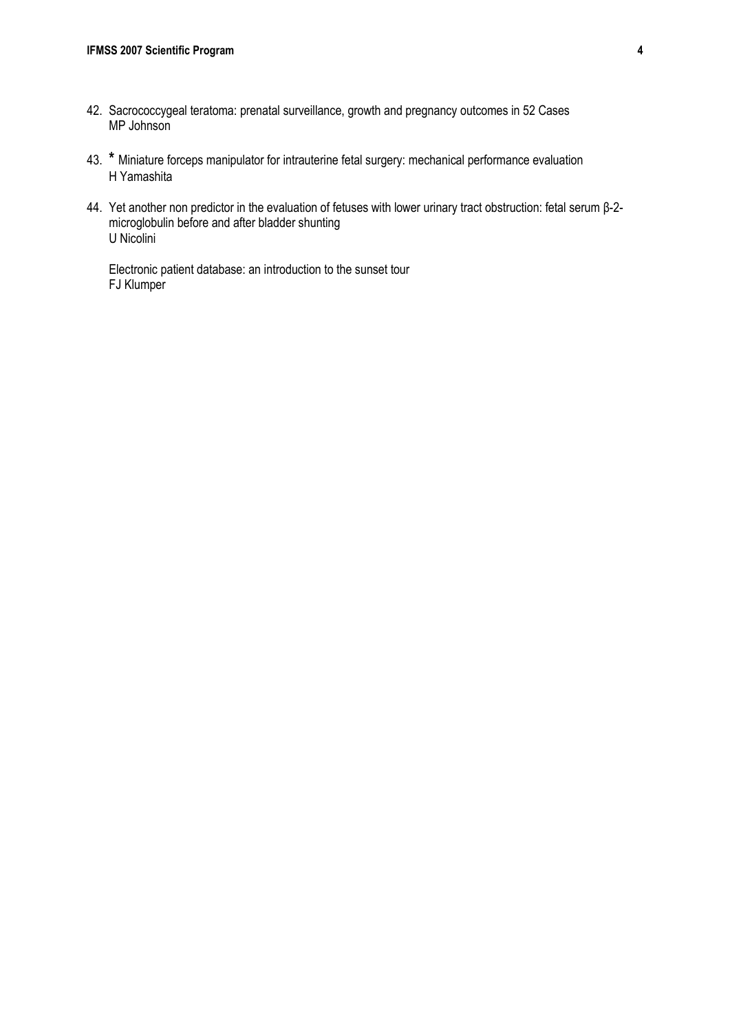42. Sacrococcygeal teratoma: prenatal surveillance, growth and pregnancy outcomes in 52 Cases
    MP Johnson

43. * Miniature forceps manipulator for intrauterine fetal surgery: mechanical performance evaluation
    H Yamashita

44. Yet another non predictor in the evaluation of fetuses with lower urinary tract obstruction: fetal serum β-2-microglobulin before and after bladder shunting
    U Nicolini

    Electronic patient database: an introduction to the sunset tour
    FJ Klumper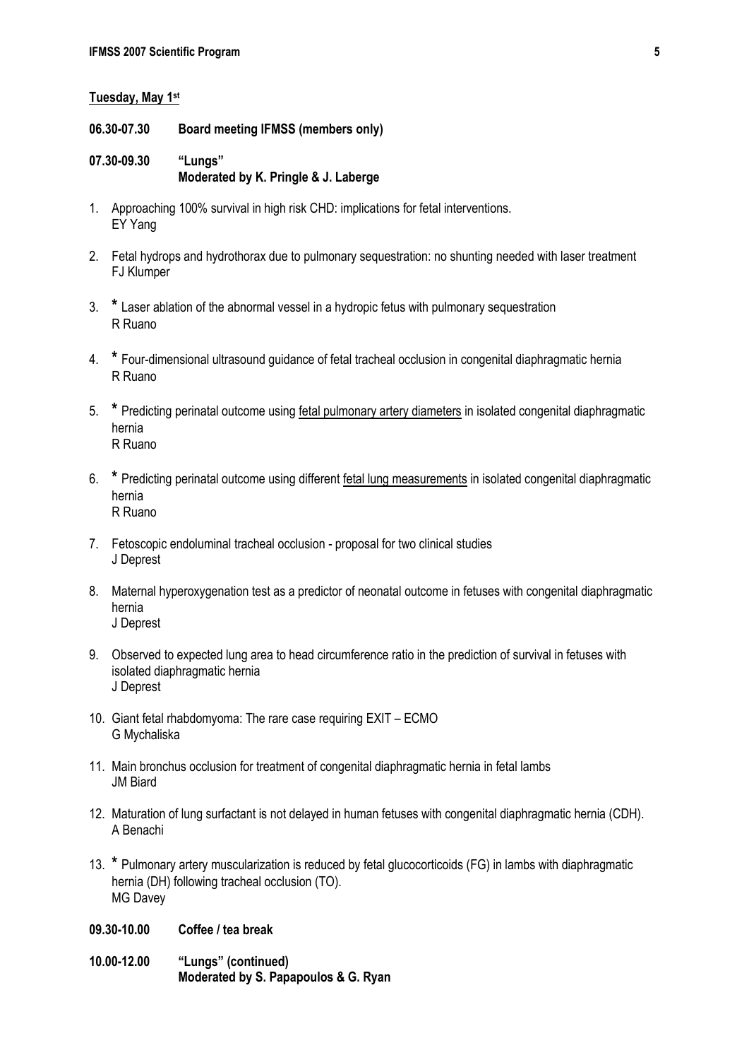**Tuesday, May 1st**

**06.30-07.30 Board meeting IFMSS (members only)**

**07.30-09.30 "Lungs"**
**Moderated by K. Pringle & J. Laberge**

1. Approaching 100% survival in high risk CHD: implications for fetal interventions.
   EY Yang

2. Fetal hydrops and hydrothorax due to pulmonary sequestration: no shunting needed with laser treatment
   FJ Klumper

3. **\*** Laser ablation of the abnormal vessel in a hydropic fetus with pulmonary sequestration
   R Ruano

4. **\*** Four-dimensional ultrasound guidance of fetal tracheal occlusion in congenital diaphragmatic hernia
   R Ruano

5. **\*** Predicting perinatal outcome using <u>fetal pulmonary artery diameters</u> in isolated congenital diaphragmatic hernia
   R Ruano

6. **\*** Predicting perinatal outcome using different <u>fetal lung measurements</u> in isolated congenital diaphragmatic hernia
   R Ruano

7. Fetoscopic endoluminal tracheal occlusion - proposal for two clinical studies
   J Deprest

8. Maternal hyperoxygenation test as a predictor of neonatal outcome in fetuses with congenital diaphragmatic hernia
   J Deprest

9. Observed to expected lung area to head circumference ratio in the prediction of survival in fetuses with isolated diaphragmatic hernia
   J Deprest

10. Giant fetal rhabdomyoma: The rare case requiring EXIT – ECMO
    G Mychaliska

11. Main bronchus occlusion for treatment of congenital diaphragmatic hernia in fetal lambs
    JM Biard

12. Maturation of lung surfactant is not delayed in human fetuses with congenital diaphragmatic hernia (CDH).
    A Benachi

13. **\*** Pulmonary artery muscularization is reduced by fetal glucocorticoids (FG) in lambs with diaphragmatic hernia (DH) following tracheal occlusion (TO).
    MG Davey

**09.30-10.00 Coffee / tea break**

**10.00-12.00 "Lungs" (continued)**
**Moderated by S. Papapoulos & G. Ryan**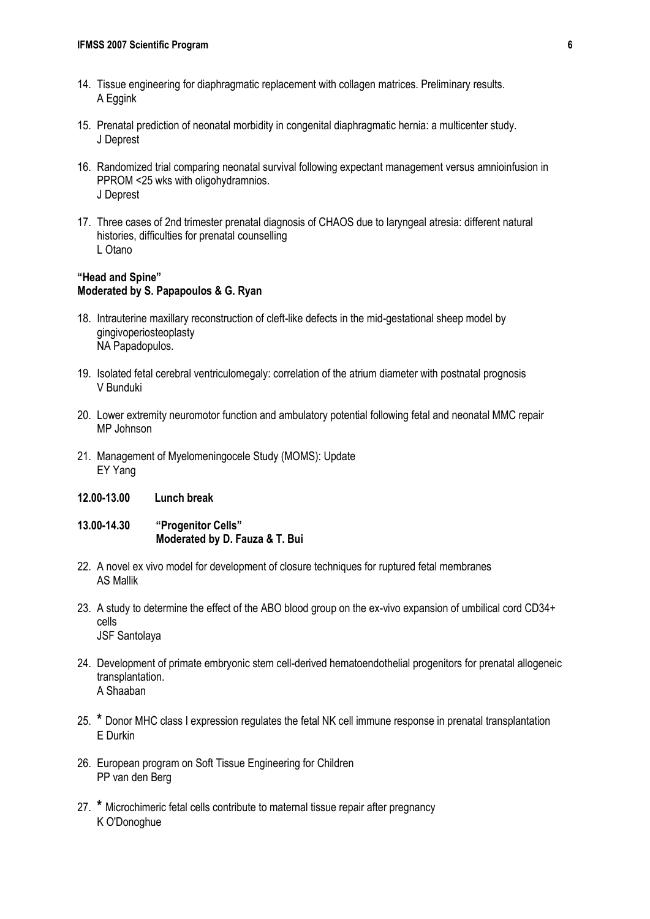14. Tissue engineering for diaphragmatic replacement with collagen matrices. Preliminary results.
    A Eggink

15. Prenatal prediction of neonatal morbidity in congenital diaphragmatic hernia: a multicenter study.
    J Deprest

16. Randomized trial comparing neonatal survival following expectant management versus amnioinfusion in PPROM <25 wks with oligohydramnios.
    J Deprest

17. Three cases of 2nd trimester prenatal diagnosis of CHAOS due to laryngeal atresia: different natural histories, difficulties for prenatal counselling
    L Otano

**"Head and Spine"**
**Moderated by S. Papapoulos & G. Ryan**

18. Intrauterine maxillary reconstruction of cleft-like defects in the mid-gestational sheep model by gingivoperiosteoplasty
    NA Papadopulos.

19. Isolated fetal cerebral ventriculomegaly: correlation of the atrium diameter with postnatal prognosis
    V Bunduki

20. Lower extremity neuromotor function and ambulatory potential following fetal and neonatal MMC repair
    MP Johnson

21. Management of Myelomeningocele Study (MOMS): Update
    EY Yang

**12.00-13.00 Lunch break**

**13.00-14.30 "Progenitor Cells"**
**Moderated by D. Fauza & T. Bui**

22. A novel ex vivo model for development of closure techniques for ruptured fetal membranes
    AS Mallik

23. A study to determine the effect of the ABO blood group on the ex-vivo expansion of umbilical cord CD34+ cells
    JSF Santolaya

24. Development of primate embryonic stem cell-derived hematoendothelial progenitors for prenatal allogeneic transplantation.
    A Shaaban

25. * Donor MHC class I expression regulates the fetal NK cell immune response in prenatal transplantation
    E Durkin

26. European program on Soft Tissue Engineering for Children
    PP van den Berg

27. * Microchimeric fetal cells contribute to maternal tissue repair after pregnancy
    K O'Donoghue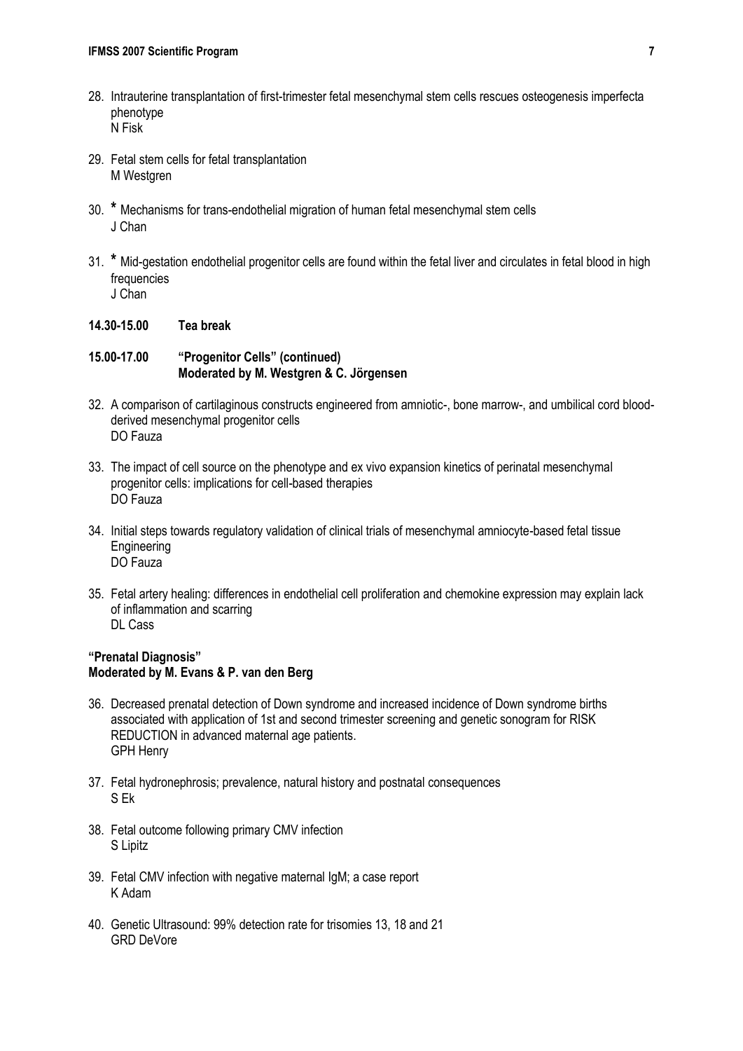28. Intrauterine transplantation of first-trimester fetal mesenchymal stem cells rescues osteogenesis imperfecta phenotype
    N Fisk

29. Fetal stem cells for fetal transplantation
    M Westgren

30. * Mechanisms for trans-endothelial migration of human fetal mesenchymal stem cells
    J Chan

31. * Mid-gestation endothelial progenitor cells are found within the fetal liver and circulates in fetal blood in high frequencies
    J Chan

**14.30-15.00 Tea break**

**15.00-17.00 "Progenitor Cells" (continued)**
**Moderated by M. Westgren & C. Jörgensen**

32. A comparison of cartilaginous constructs engineered from amniotic-, bone marrow-, and umbilical cord blood-derived mesenchymal progenitor cells
    DO Fauza

33. The impact of cell source on the phenotype and ex vivo expansion kinetics of perinatal mesenchymal progenitor cells: implications for cell-based therapies
    DO Fauza

34. Initial steps towards regulatory validation of clinical trials of mesenchymal amniocyte-based fetal tissue Engineering
    DO Fauza

35. Fetal artery healing: differences in endothelial cell proliferation and chemokine expression may explain lack of inflammation and scarring
    DL Cass

**"Prenatal Diagnosis"**
**Moderated by M. Evans & P. van den Berg**

36. Decreased prenatal detection of Down syndrome and increased incidence of Down syndrome births associated with application of 1st and second trimester screening and genetic sonogram for RISK REDUCTION in advanced maternal age patients.
    GPH Henry

37. Fetal hydronephrosis; prevalence, natural history and postnatal consequences
    S Ek

38. Fetal outcome following primary CMV infection
    S Lipitz

39. Fetal CMV infection with negative maternal IgM; a case report
    K Adam

40. Genetic Ultrasound: 99% detection rate for trisomies 13, 18 and 21
    GRD DeVore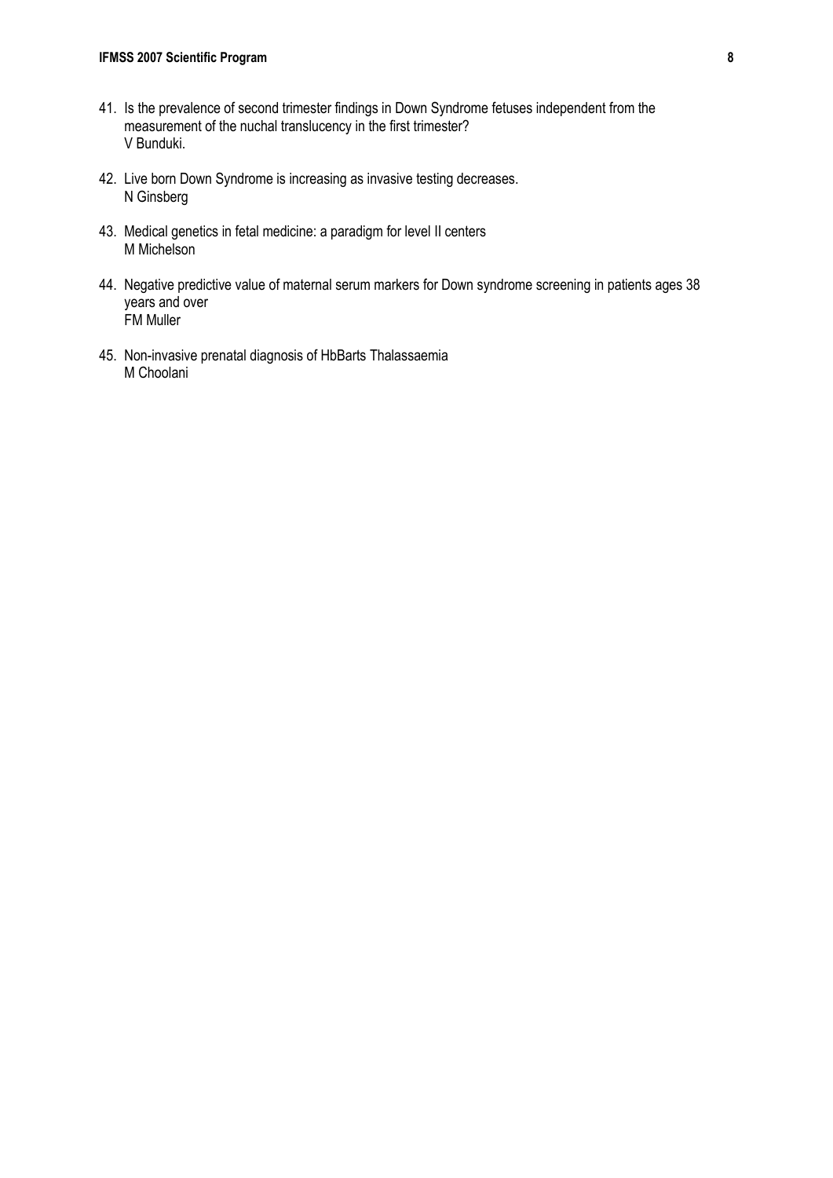41. Is the prevalence of second trimester findings in Down Syndrome fetuses independent from the measurement of the nuchal translucency in the first trimester?
    V Bunduki.

42. Live born Down Syndrome is increasing as invasive testing decreases.
    N Ginsberg

43. Medical genetics in fetal medicine: a paradigm for level II centers
    M Michelson

44. Negative predictive value of maternal serum markers for Down syndrome screening in patients ages 38 years and over
    FM Muller

45. Non-invasive prenatal diagnosis of HbBarts Thalassaemia
    M Choolani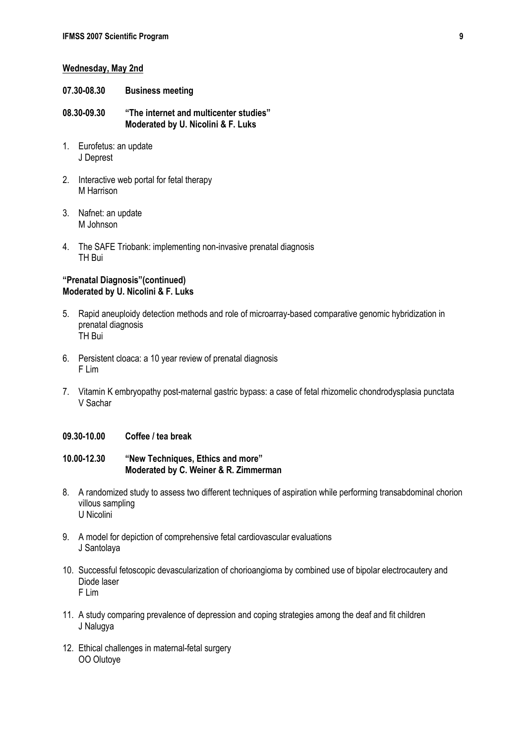**Wednesday, May 2nd**

**07.30-08.30 Business meeting**

**08.30-09.30 "The internet and multicenter studies"**
**Moderated by U. Nicolini & F. Luks**

1. Eurofetus: an update
   J Deprest

2. Interactive web portal for fetal therapy
   M Harrison

3. Nafnet: an update
   M Johnson

4. The SAFE Triobank: implementing non-invasive prenatal diagnosis
   TH Bui

**"Prenatal Diagnosis"(continued)**
**Moderated by U. Nicolini & F. Luks**

5. Rapid aneuploidy detection methods and role of microarray-based comparative genomic hybridization in prenatal diagnosis
   TH Bui

6. Persistent cloaca: a 10 year review of prenatal diagnosis
   F Lim

7. Vitamin K embryopathy post-maternal gastric bypass: a case of fetal rhizomelic chondrodysplasia punctata
   V Sachar

**09.30-10.00 Coffee / tea break**

**10.00-12.30 "New Techniques, Ethics and more"**
**Moderated by C. Weiner & R. Zimmerman**

8. A randomized study to assess two different techniques of aspiration while performing transabdominal chorion villous sampling
   U Nicolini

9. A model for depiction of comprehensive fetal cardiovascular evaluations
   J Santolaya

10. Successful fetoscopic devascularization of chorioangioma by combined use of bipolar electrocautery and Diode laser
    F Lim

11. A study comparing prevalence of depression and coping strategies among the deaf and fit children
    J Nalugya

12. Ethical challenges in maternal-fetal surgery
    OO Olutoye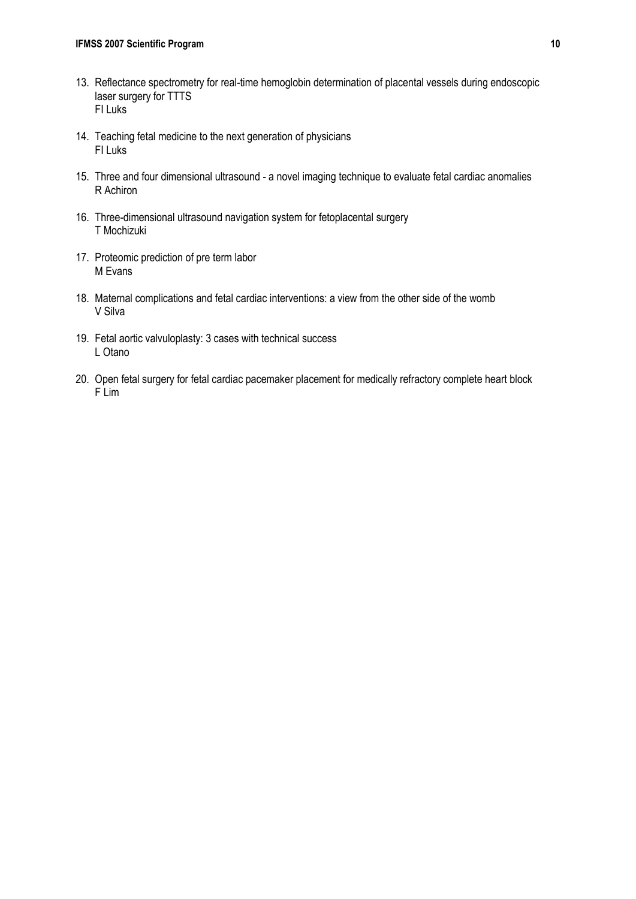13. Reflectance spectrometry for real-time hemoglobin determination of placental vessels during endoscopic laser surgery for TTTS
    FI Luks

14. Teaching fetal medicine to the next generation of physicians
    FI Luks

15. Three and four dimensional ultrasound - a novel imaging technique to evaluate fetal cardiac anomalies
    R Achiron

16. Three-dimensional ultrasound navigation system for fetoplacental surgery
    T Mochizuki

17. Proteomic prediction of pre term labor
    M Evans

18. Maternal complications and fetal cardiac interventions: a view from the other side of the womb
    V Silva

19. Fetal aortic valvuloplasty: 3 cases with technical success
    L Otano

20. Open fetal surgery for fetal cardiac pacemaker placement for medically refractory complete heart block
    F Lim